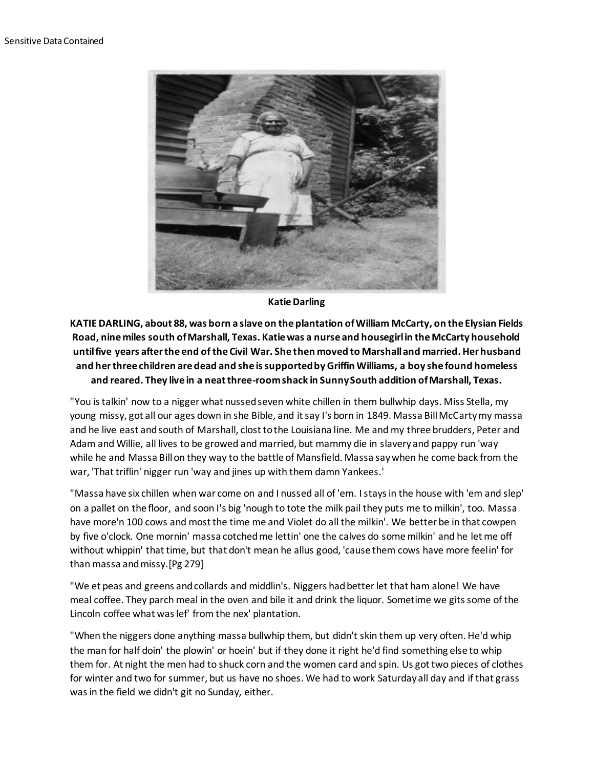Sensitive Data Contained

Katie Darling

**KATIE DARLING, about 88, was born a slave on the plantation of William McCarty, on the Elysian Fields Road, nine miles south of Marshall, Texas. Katie was a nurse and housegirl in the McCarty household until five years after the end of the Civil War. She then moved to Marshall and married. Her husband and her three children are dead and she is supported by Griffin Williams, a boy she found homeless and reared. They live in a neat three-room shack in Sunny South addition of Marshall, Texas.**

"You is talkin' now to a nigger what nussed seven white chillen in them bullwhip days. Miss Stella, my young missy, got all our ages down in she Bible, and it say I's born in 1849. Massa Bill McCarty my massa and he live east and south of Marshall, clost to the Louisiana line. Me and my three brudders, Peter and Adam and Willie, all lives to be growed and married, but mammy die in slavery and pappy run 'way while he and Massa Bill on they way to the battle of Mansfield. Massa say when he come back from the war, 'That triflin' nigger run 'way and jines up with them damn Yankees.'

"Massa have six chillen when war come on and I nussed all of 'em. I stays in the house with 'em and slep' on a pallet on the floor, and soon I's big 'nough to tote the milk pail they puts me to milkin', too. Massa have more'n 100 cows and most the time me and Violet do all the milkin'. We better be in that cowpen by five o'clock. One mornin' massa cotched me lettin' one the calves do some milkin' and he let me off without whippin' that time, but that don't mean he allus good, 'cause them cows have more feelin' for than massa and missy. [Pg 279]

"We et peas and greens and collards and middlin's. Niggers had better let that ham alone! We have meal coffee. They parch meal in the oven and bile it and drink the liquor. Sometime we gits some of the Lincoln coffee what was lef' from the nex' plantation.

"When the niggers done anything massa bullwhip them, but didn't skin them up very often. He'd whip the man for half doin' the plowin' or hoein' but if they done it right he'd find something else to whip them for. At night the men had to shuck corn and the women card and spin. Us got two pieces of clothes for winter and two for summer, but us have no shoes. We had to work Saturday all day and if that grass was in the field we didn't git no Sunday, either.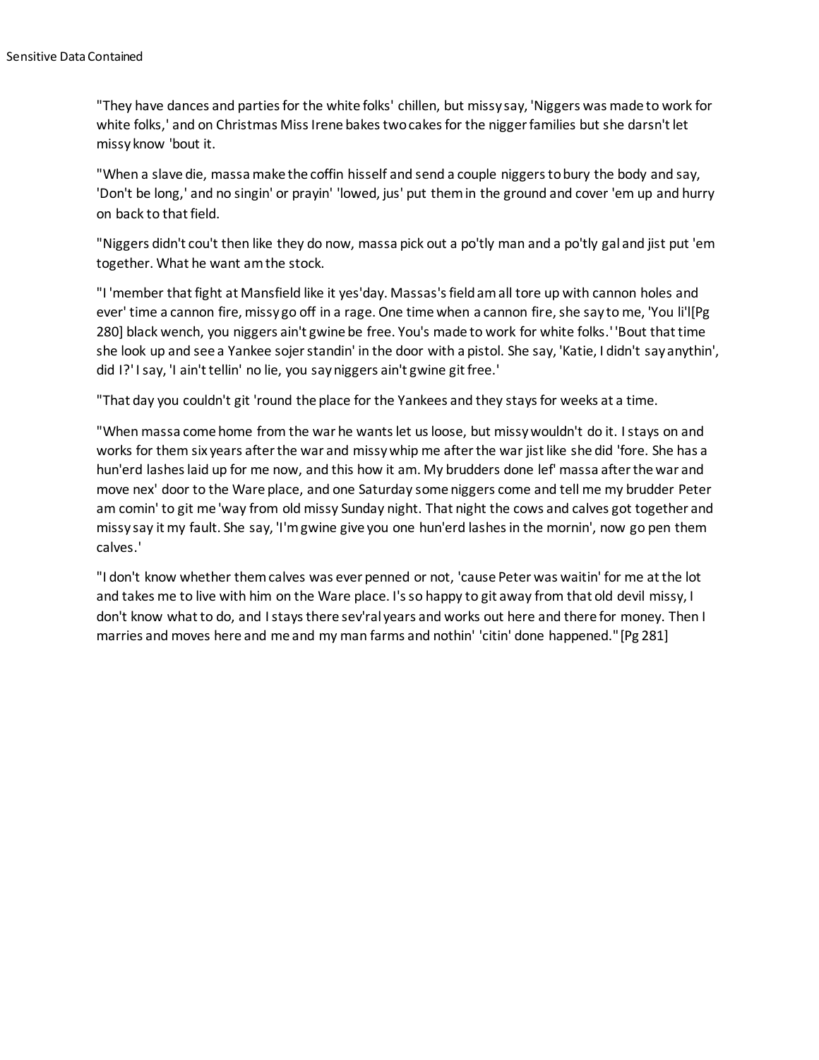"They have dances and parties for the white folks' chillen, but missy say, 'Niggers was made to work for white folks,' and on Christmas Miss Irene bakes two cakes for the nigger families but she darsn't let missy know 'bout it.

"When a slave die, massa make the coffin hisself and send a couple niggers to bury the body and say, 'Don't be long,' and no singin' or prayin' 'lowed, jus' put them in the ground and cover 'em up and hurry on back to that field.

"Niggers didn't cou't then like they do now, massa pick out a po'tly man and a po'tly gal and jist put 'em together. What he want am the stock.

"I 'member that fight at Mansfield like it yes'day. Massas's field am all tore up with cannon holes and ever' time a cannon fire, missy go off in a rage. One time when a cannon fire, she say to me, 'You li'l[Pg 280] black wench, you niggers ain't gwine be free. You's made to work for white folks.' 'Bout that time she look up and see a Yankee sojer standin' in the door with a pistol. She say, 'Katie, I didn't say anythin', did I?' I say, 'I ain't tellin' no lie, you say niggers ain't gwine git free.'

"That day you couldn't git 'round the place for the Yankees and they stays for weeks at a time.

"When massa come home from the war he wants let us loose, but missy wouldn't do it. I stays on and works for them six years after the war and missy whip me after the war jist like she did 'fore. She has a hun'erd lashes laid up for me now, and this how it am. My brudders done lef' massa after the war and move nex' door to the Ware place, and one Saturday some niggers come and tell me my brudder Peter am comin' to git me 'way from old missy Sunday night. That night the cows and calves got together and missy say it my fault. She say, 'I'm gwine give you one hun'erd lashes in the mornin', now go pen them calves.'

"I don't know whether them calves was ever penned or not, 'cause Peter was waitin' for me at the lot and takes me to live with him on the Ware place. I's so happy to git away from that old devil missy, I don't know what to do, and I stays there sev'ral years and works out here and there for money. Then I marries and moves here and me and my man farms and nothin' 'citin' done happened."[Pg 281]